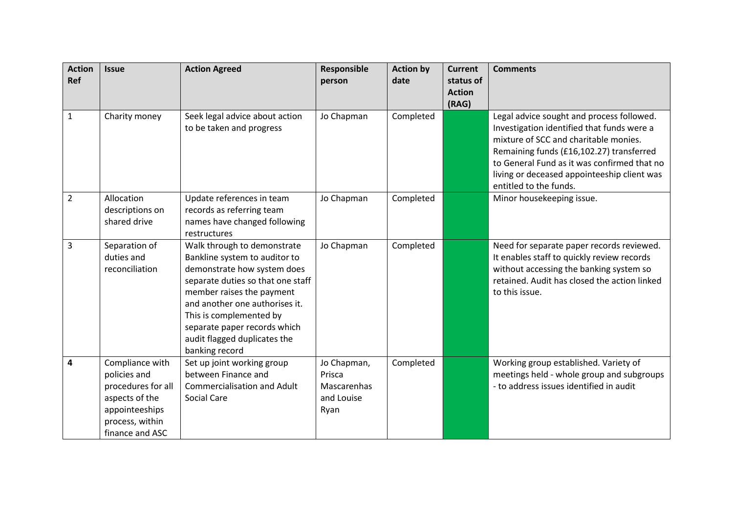| Action Ref | Issue | Action Agreed | Responsible person | Action by date | Current status of Action (RAG) | Comments |
|---|---|---|---|---|---|---|
| 1 | Charity money | Seek legal advice about action to be taken and progress | Jo Chapman | Completed | | Legal advice sought and process followed. Investigation identified that funds were a mixture of SCC and charitable monies. Remaining funds (£16,102.27) transferred to General Fund as it was confirmed that no living or deceased appointeeship client was entitled to the funds. |
| 2 | Allocation descriptions on shared drive | Update references in team records as referring team names have changed following restructures | Jo Chapman | Completed | | Minor housekeeping issue. |
| 3 | Separation of duties and reconciliation | Walk through to demonstrate Bankline system to auditor to demonstrate how system does separate duties so that one staff member raises the payment and another one authorises it. This is complemented by separate paper records which audit flagged duplicates the banking record | Jo Chapman | Completed | | Need for separate paper records reviewed. It enables staff to quickly review records without accessing the banking system so retained. Audit has closed the action linked to this issue. |
| **4** | Compliance with policies and procedures for all aspects of the appointeeships process, within finance and ASC | Set up joint working group between Finance and Commercialisation and Adult Social Care | Jo Chapman, Prisca Mascarenhas and Louise Ryan | Completed | | Working group established. Variety of meetings held - whole group and subgroups - to address issues identified in audit |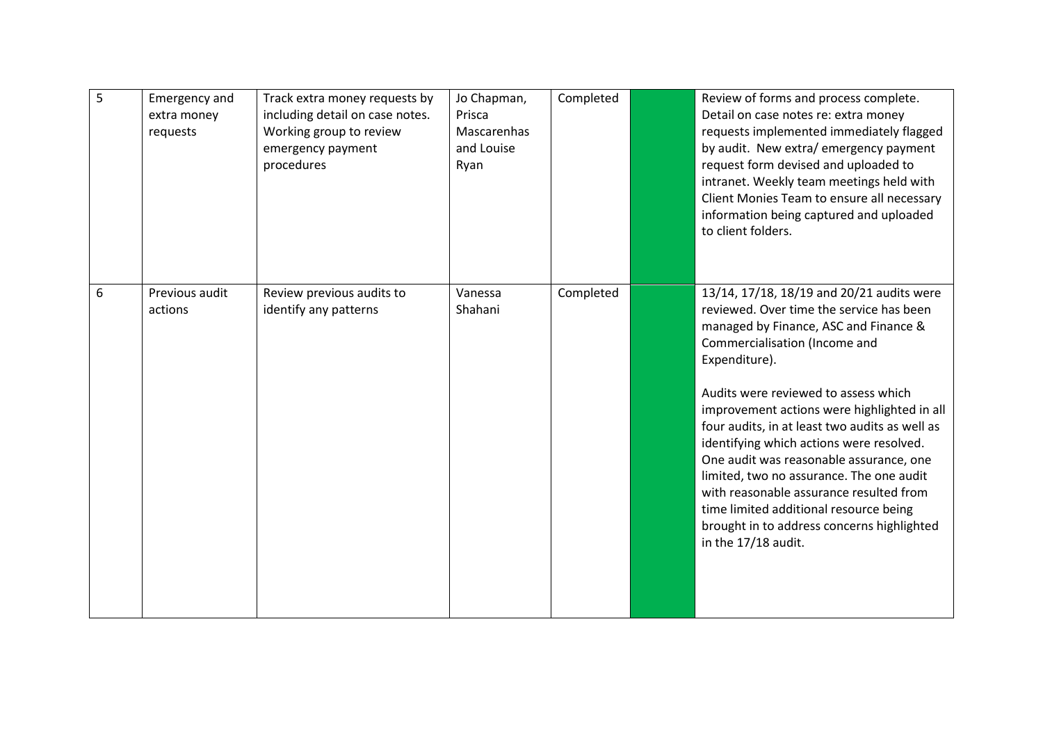| 5 | Emergency and extra money requests | Track extra money requests by including detail on case notes. Working group to review emergency payment procedures | Jo Chapman, Prisca Mascarenhas and Louise Ryan | Completed | | Review of forms and process complete. Detail on case notes re: extra money requests implemented immediately flagged by audit. New extra/ emergency payment request form devised and uploaded to intranet. Weekly team meetings held with Client Monies Team to ensure all necessary information being captured and uploaded to client folders. |
|---|---|---|---|---|---|---|
| 6 | Previous audit actions | Review previous audits to identify any patterns | Vanessa Shahani | Completed | | 13/14, 17/18, 18/19 and 20/21 audits were reviewed. Over time the service has been managed by Finance, ASC and Finance & Commercialisation (Income and Expenditure).<br><br>Audits were reviewed to assess which improvement actions were highlighted in all four audits, in at least two audits as well as identifying which actions were resolved. One audit was reasonable assurance, one limited, two no assurance. The one audit with reasonable assurance resulted from time limited additional resource being brought in to address concerns highlighted in the 17/18 audit. |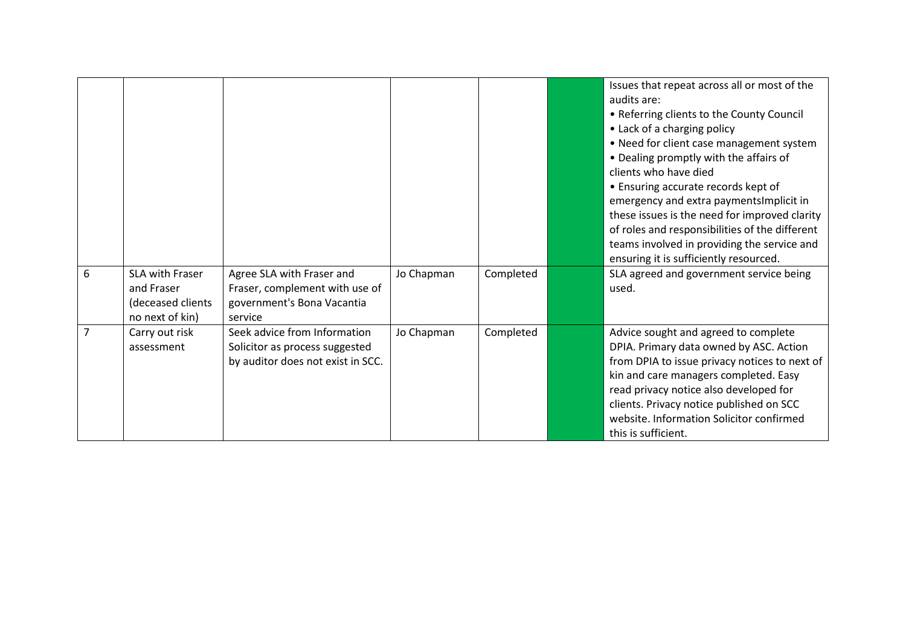| | | | | | | |
|---|---|---|---|---|---|---|
| | | | | | | Issues that repeat across all or most of the audits are:<br>• Referring clients to the County Council<br>• Lack of a charging policy<br>• Need for client case management system<br>• Dealing promptly with the affairs of clients who have died<br>• Ensuring accurate records kept of emergency and extra paymentsImplicit in these issues is the need for improved clarity of roles and responsibilities of the different teams involved in providing the service and ensuring it is sufficiently resourced. |
| 6 | SLA with Fraser and Fraser (deceased clients no next of kin) | Agree SLA with Fraser and Fraser, complement with use of government's Bona Vacantia service | Jo Chapman | Completed | | SLA agreed and government service being used. |
| 7 | Carry out risk assessment | Seek advice from Information Solicitor as process suggested by auditor does not exist in SCC. | Jo Chapman | Completed | | Advice sought and agreed to complete DPIA. Primary data owned by ASC. Action from DPIA to issue privacy notices to next of kin and care managers completed. Easy read privacy notice also developed for clients. Privacy notice published on SCC website. Information Solicitor confirmed this is sufficient. |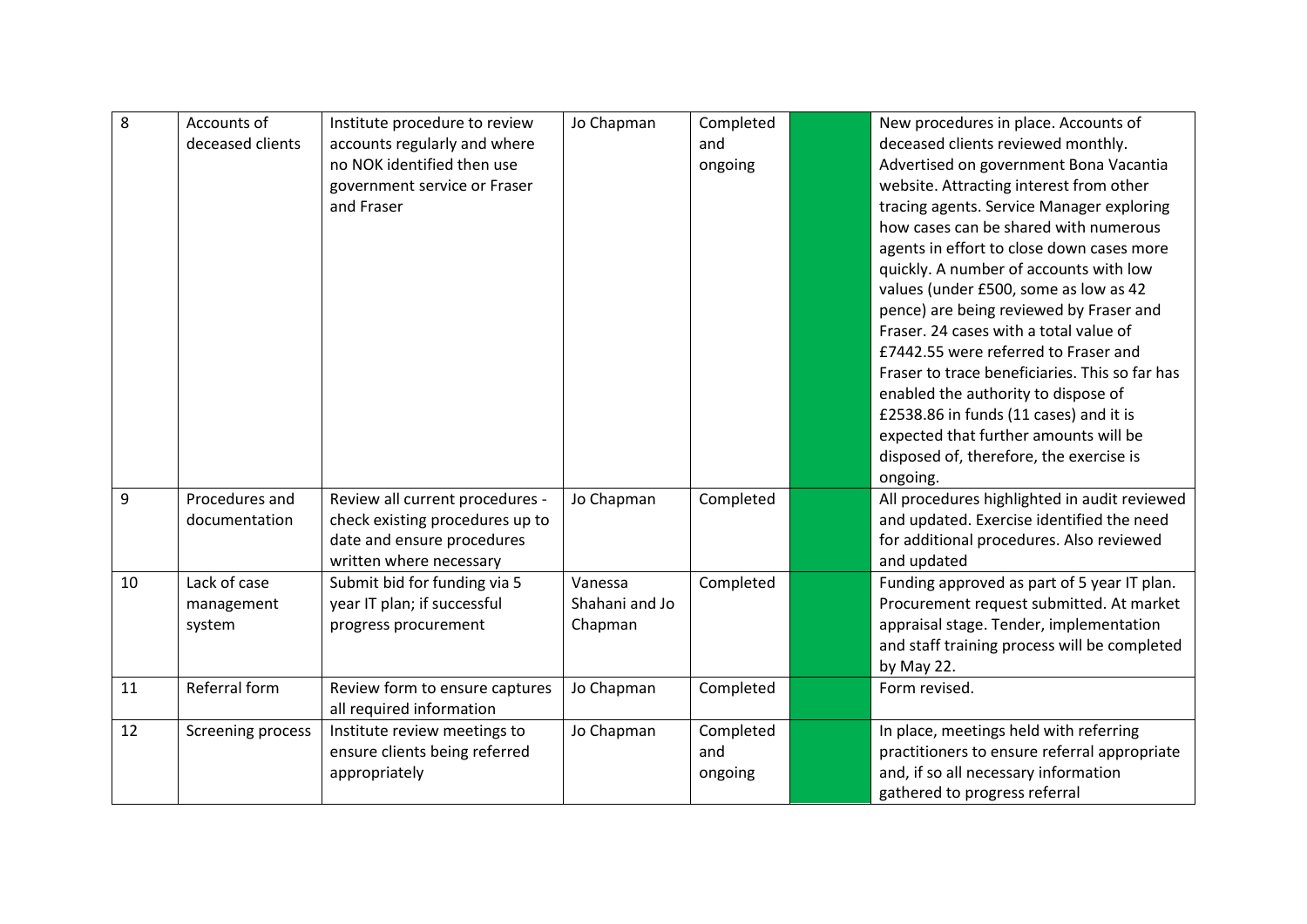| 8 | Accounts of deceased clients | Institute procedure to review accounts regularly and where no NOK identified then use government service or Fraser and Fraser | Jo Chapman | Completed and ongoing | | New procedures in place. Accounts of deceased clients reviewed monthly. Advertised on government Bona Vacantia website. Attracting interest from other tracing agents. Service Manager exploring how cases can be shared with numerous agents in effort to close down cases more quickly. A number of accounts with low values (under £500, some as low as 42 pence) are being reviewed by Fraser and Fraser. 24 cases with a total value of £7442.55 were referred to Fraser and Fraser to trace beneficiaries. This so far has enabled the authority to dispose of £2538.86 in funds (11 cases) and it is expected that further amounts will be disposed of, therefore, the exercise is ongoing. |
|---|---|---|---|---|---|---|
| 9 | Procedures and documentation | Review all current procedures - check existing procedures up to date and ensure procedures written where necessary | Jo Chapman | Completed | | All procedures highlighted in audit reviewed and updated. Exercise identified the need for additional procedures. Also reviewed and updated |
| 10 | Lack of case management system | Submit bid for funding via 5 year IT plan; if successful progress procurement | Vanessa Shahani and Jo Chapman | Completed | | Funding approved as part of 5 year IT plan. Procurement request submitted. At market appraisal stage. Tender, implementation and staff training process will be completed by May 22. |
| 11 | Referral form | Review form to ensure captures all required information | Jo Chapman | Completed | | Form revised. |
| 12 | Screening process | Institute review meetings to ensure clients being referred appropriately | Jo Chapman | Completed and ongoing | | In place, meetings held with referring practitioners to ensure referral appropriate and, if so all necessary information gathered to progress referral |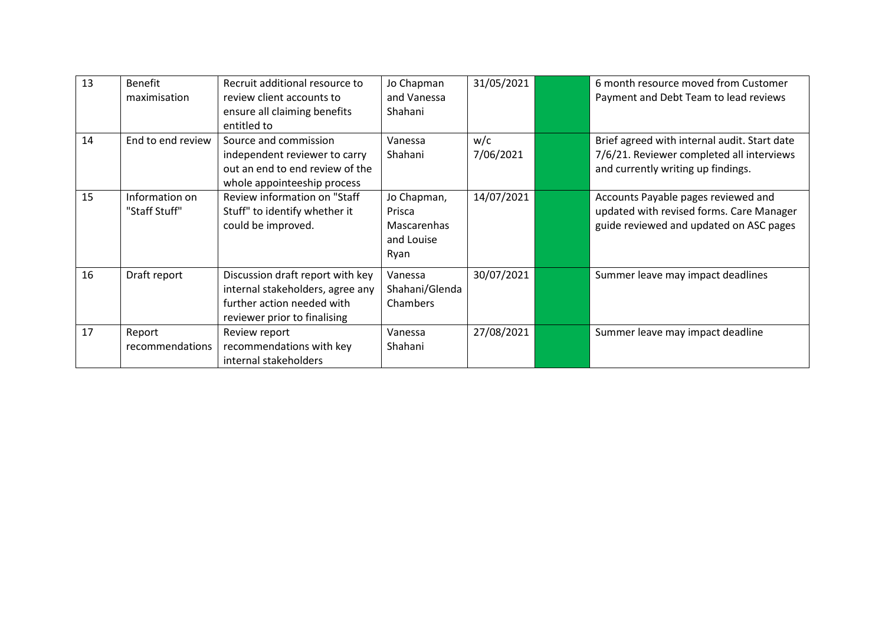| 13 | Benefit maximisation | Recruit additional resource to review client accounts to ensure all claiming benefits entitled to | Jo Chapman and Vanessa Shahani | 31/05/2021 | | 6 month resource moved from Customer Payment and Debt Team to lead reviews |
|---|---|---|---|---|---|---|
| 14 | End to end review | Source and commission independent reviewer to carry out an end to end review of the whole appointeeship process | Vanessa Shahani | w/c 7/06/2021 | | Brief agreed with internal audit. Start date 7/6/21. Reviewer completed all interviews and currently writing up findings. |
| 15 | Information on "Staff Stuff" | Review information on "Staff Stuff" to identify whether it could be improved. | Jo Chapman, Prisca Mascarenhas and Louise Ryan | 14/07/2021 | | Accounts Payable pages reviewed and updated with revised forms. Care Manager guide reviewed and updated on ASC pages |
| 16 | Draft report | Discussion draft report with key internal stakeholders, agree any further action needed with reviewer prior to finalising | Vanessa Shahani/Glenda Chambers | 30/07/2021 | | Summer leave may impact deadlines |
| 17 | Report recommendations | Review report recommendations with key internal stakeholders | Vanessa Shahani | 27/08/2021 | | Summer leave may impact deadline |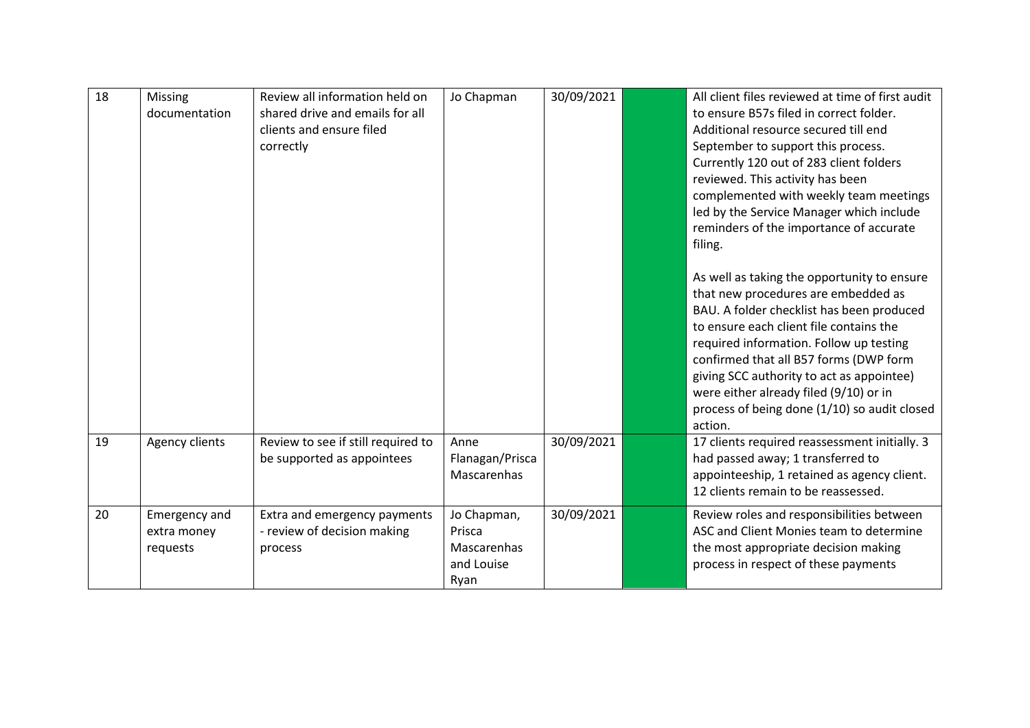| 18 | Missing documentation | Review all information held on shared drive and emails for all clients and ensure filed correctly | Jo Chapman | 30/09/2021 | | All client files reviewed at time of first audit to ensure B57s filed in correct folder. Additional resource secured till end September to support this process. Currently 120 out of 283 client folders reviewed. This activity has been complemented with weekly team meetings led by the Service Manager which include reminders of the importance of accurate filing.<br><br>As well as taking the opportunity to ensure that new procedures are embedded as BAU. A folder checklist has been produced to ensure each client file contains the required information. Follow up testing confirmed that all B57 forms (DWP form giving SCC authority to act as appointee) were either already filed (9/10) or in process of being done (1/10) so audit closed action. |
|---|---|---|---|---|---|---|
| 19 | Agency clients | Review to see if still required to be supported as appointees | Anne Flanagan/Prisca Mascarenhas | 30/09/2021 | | 17 clients required reassessment initially. 3 had passed away; 1 transferred to appointeeship, 1 retained as agency client. 12 clients remain to be reassessed. |
| 20 | Emergency and extra money requests | Extra and emergency payments - review of decision making process | Jo Chapman, Prisca Mascarenhas and Louise Ryan | 30/09/2021 | | Review roles and responsibilities between ASC and Client Monies team to determine the most appropriate decision making process in respect of these payments |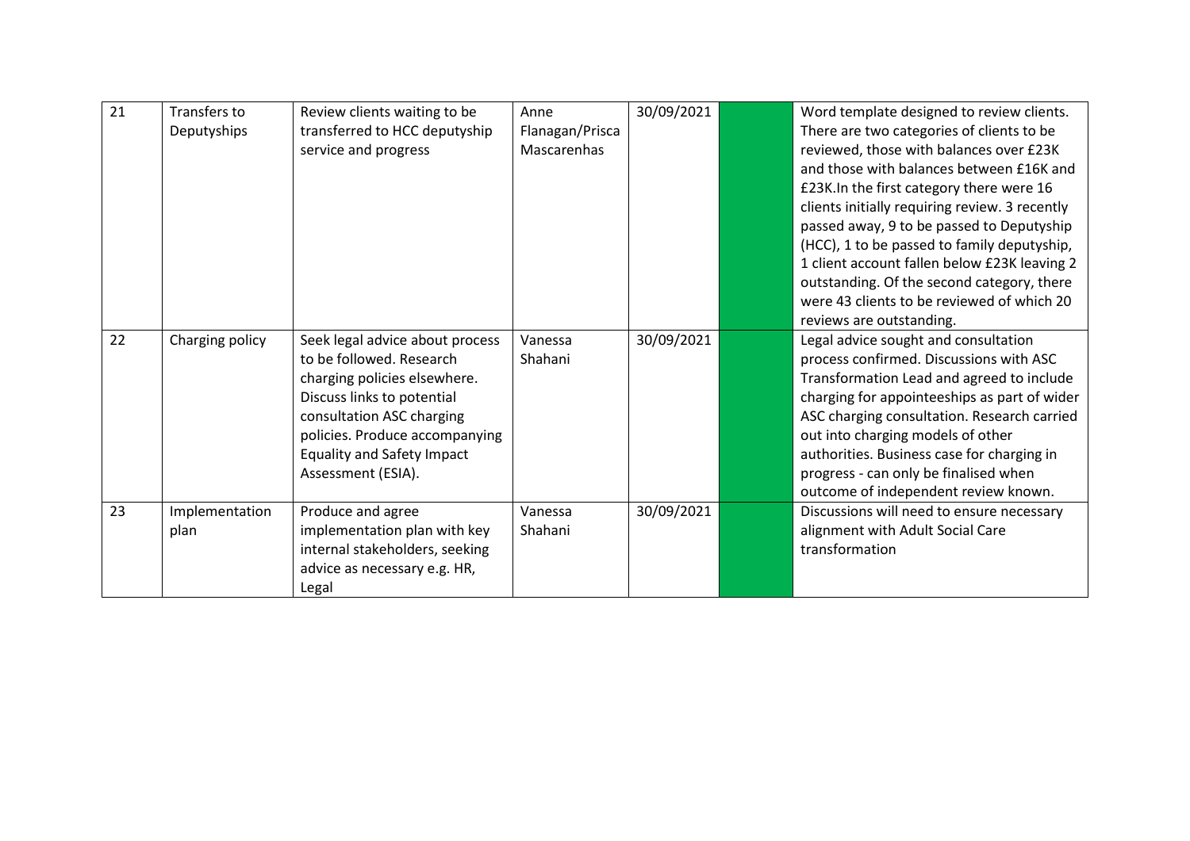| 21 | Transfers to Deputyships | Review clients waiting to be transferred to HCC deputyship service and progress | Anne Flanagan/Prisca Mascarenhas | 30/09/2021 | | Word template designed to review clients. There are two categories of clients to be reviewed, those with balances over £23K and those with balances between £16K and £23K.In the first category there were 16 clients initially requiring review. 3 recently passed away, 9 to be passed to Deputyship (HCC), 1 to be passed to family deputyship, 1 client account fallen below £23K leaving 2 outstanding. Of the second category, there were 43 clients to be reviewed of which 20 reviews are outstanding. |
|---|---|---|---|---|---|---|
| 22 | Charging policy | Seek legal advice about process to be followed. Research charging policies elsewhere. Discuss links to potential consultation ASC charging policies. Produce accompanying Equality and Safety Impact Assessment (ESIA). | Vanessa Shahani | 30/09/2021 | | Legal advice sought and consultation process confirmed. Discussions with ASC Transformation Lead and agreed to include charging for appointeeships as part of wider ASC charging consultation. Research carried out into charging models of other authorities. Business case for charging in progress - can only be finalised when outcome of independent review known. |
| 23 | Implementation plan | Produce and agree implementation plan with key internal stakeholders, seeking advice as necessary e.g. HR, Legal | Vanessa Shahani | 30/09/2021 | | Discussions will need to ensure necessary alignment with Adult Social Care transformation |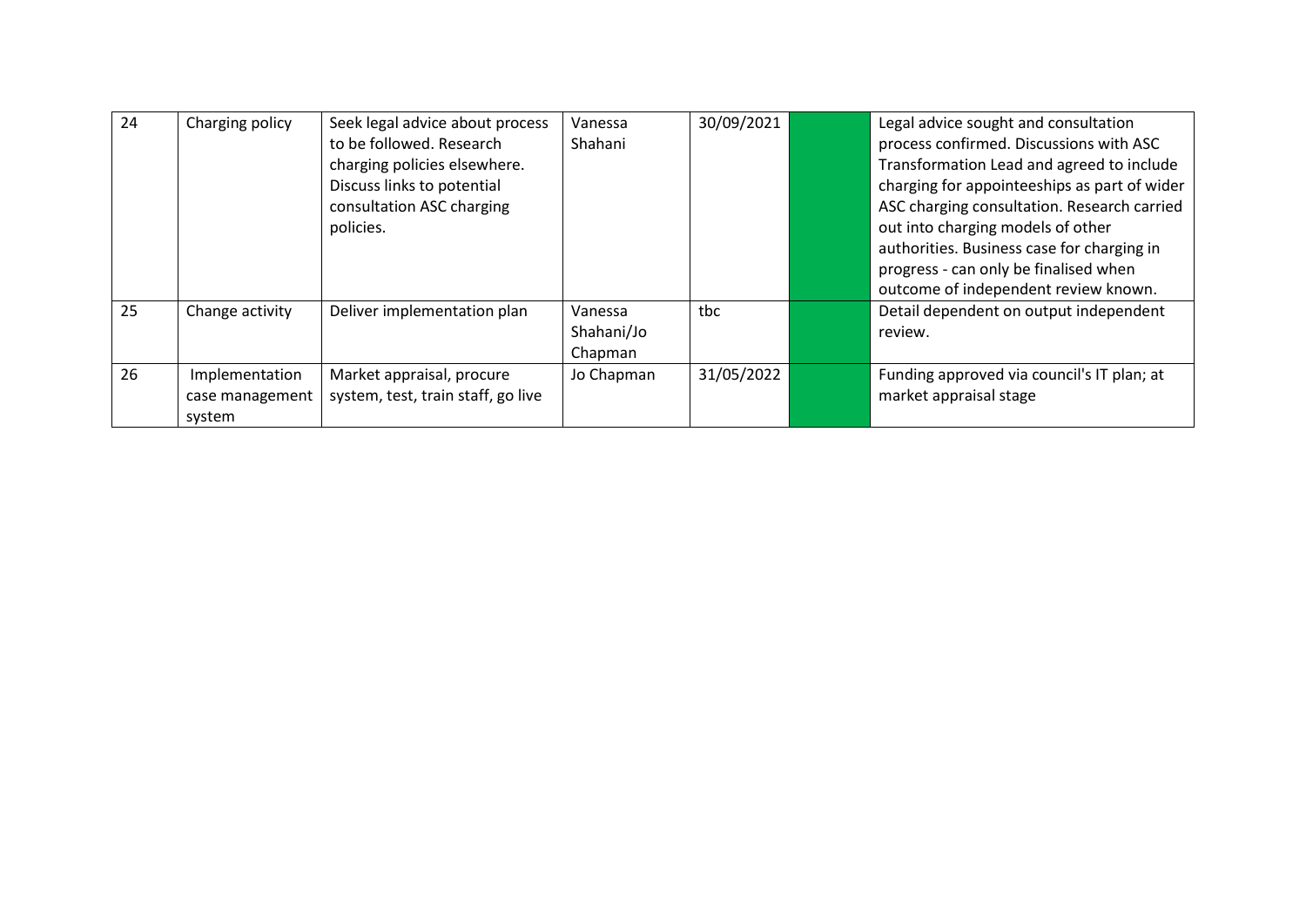| | | | | | | |
|---|---|---|---|---|---|---|
| 24 | Charging policy | Seek legal advice about process to be followed. Research charging policies elsewhere. Discuss links to potential consultation ASC charging policies. | Vanessa Shahani | 30/09/2021 | | Legal advice sought and consultation process confirmed. Discussions with ASC Transformation Lead and agreed to include charging for appointeeships as part of wider ASC charging consultation. Research carried out into charging models of other authorities. Business case for charging in progress - can only be finalised when outcome of independent review known. |
| 25 | Change activity | Deliver implementation plan | Vanessa Shahani/Jo Chapman | tbc | | Detail dependent on output independent review. |
| 26 | Implementation case management system | Market appraisal, procure system, test, train staff, go live | Jo Chapman | 31/05/2022 | | Funding approved via council's IT plan; at market appraisal stage |